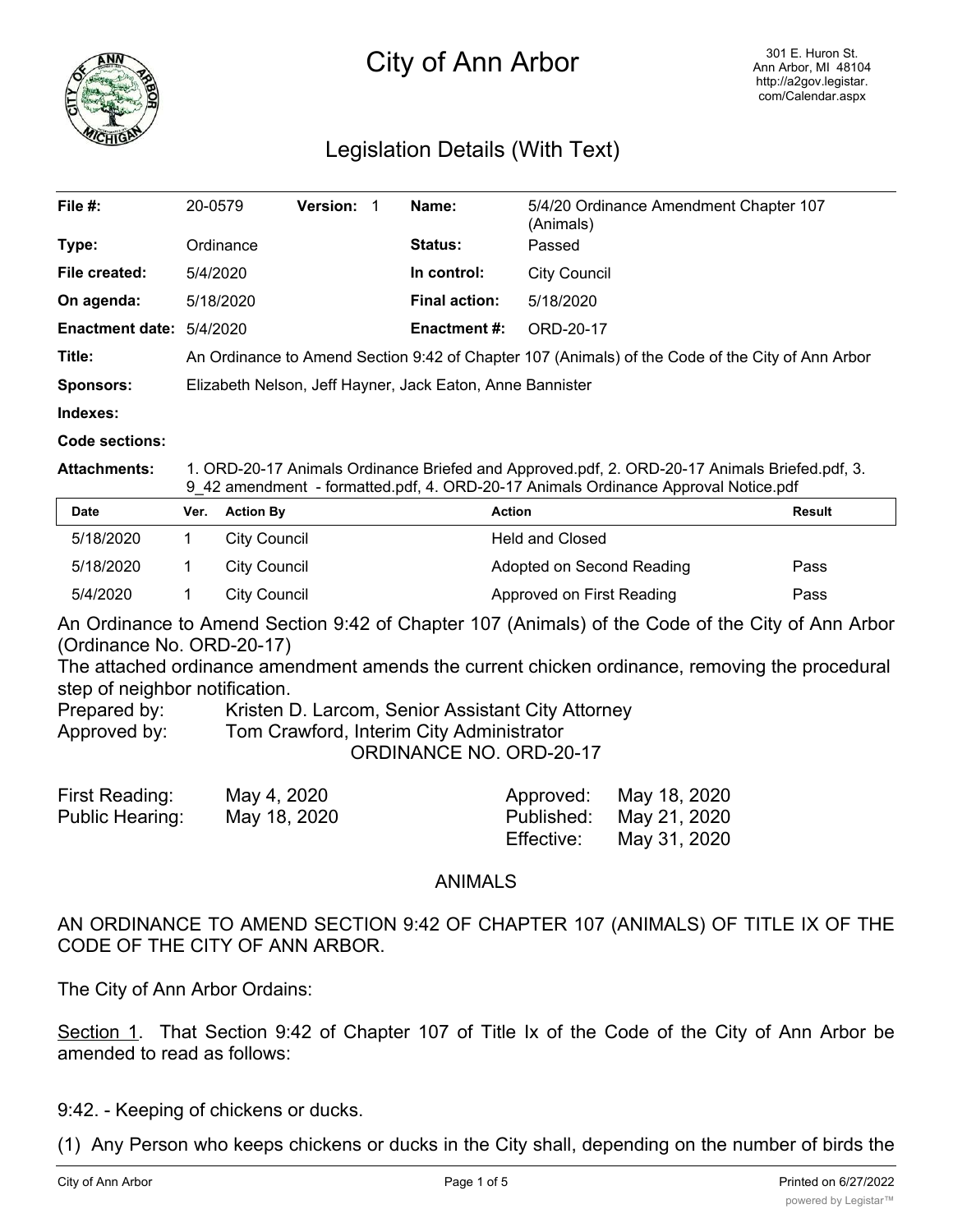# City of Ann Arbor

301 E. Huron St.
Ann Arbor, MI 48104
http://a2gov.legistar.com/Calendar.aspx

## Legislation Details (With Text)

| | | | | | |
|---|---|---|---|---|---|
| **File #:** | 20-0579 | **Version:** 1 | | **Name:** | 5/4/20 Ordinance Amendment Chapter 107 (Animals) |
| **Type:** | Ordinance | | | **Status:** | Passed |
| **File created:** | 5/4/2020 | | | **In control:** | City Council |
| **On agenda:** | 5/18/2020 | | | **Final action:** | 5/18/2020 |
| **Enactment date:** | 5/4/2020 | | | **Enactment #:** | ORD-20-17 |

**Title:** An Ordinance to Amend Section 9:42 of Chapter 107 (Animals) of the Code of the City of Ann Arbor

**Sponsors:** Elizabeth Nelson, Jeff Hayner, Jack Eaton, Anne Bannister

**Indexes:**

**Code sections:**

**Attachments:** 1. ORD-20-17 Animals Ordinance Briefed and Approved.pdf, 2. ORD-20-17 Animals Briefed.pdf, 3. 9_42 amendment - formatted.pdf, 4. ORD-20-17 Animals Ordinance Approval Notice.pdf

| Date | Ver. | Action By | Action | Result |
|---|---|---|---|---|
| 5/18/2020 | 1 | City Council | Held and Closed | |
| 5/18/2020 | 1 | City Council | Adopted on Second Reading | Pass |
| 5/4/2020 | 1 | City Council | Approved on First Reading | Pass |

An Ordinance to Amend Section 9:42 of Chapter 107 (Animals) of the Code of the City of Ann Arbor (Ordinance No. ORD-20-17)

The attached ordinance amendment amends the current chicken ordinance, removing the procedural step of neighbor notification.

Prepared by: Kristen D. Larcom, Senior Assistant City Attorney
Approved by: Tom Crawford, Interim City Administrator

ORDINANCE NO. ORD-20-17

| | | | |
|---|---|---|---|
| First Reading: | May 4, 2020 | Approved: | May 18, 2020 |
| Public Hearing: | May 18, 2020 | Published: | May 21, 2020 |
| | | Effective: | May 31, 2020 |

ANIMALS

AN ORDINANCE TO AMEND SECTION 9:42 OF CHAPTER 107 (ANIMALS) OF TITLE IX OF THE CODE OF THE CITY OF ANN ARBOR.

The City of Ann Arbor Ordains:

Section 1. That Section 9:42 of Chapter 107 of Title Ix of the Code of the City of Ann Arbor be amended to read as follows:

9:42. - Keeping of chickens or ducks.

(1) Any Person who keeps chickens or ducks in the City shall, depending on the number of birds the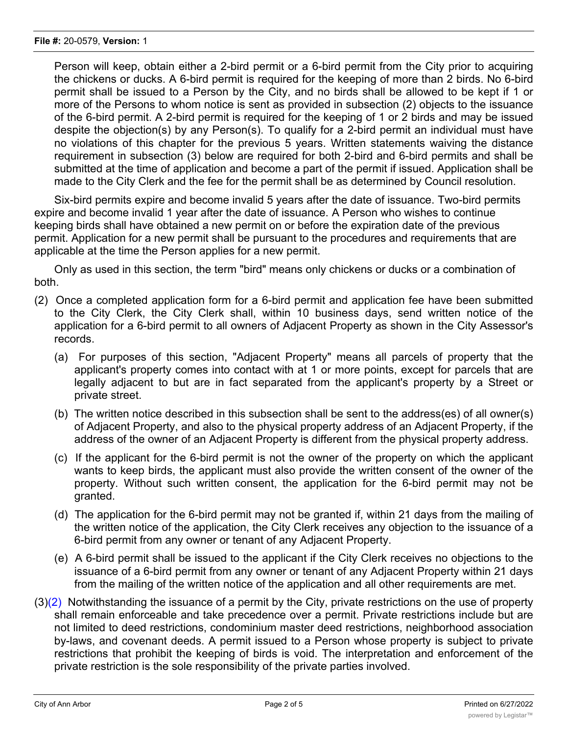Person will keep, obtain either a 2-bird permit or a 6-bird permit from the City prior to acquiring the chickens or ducks. A 6-bird permit is required for the keeping of more than 2 birds. No 6-bird permit shall be issued to a Person by the City, and no birds shall be allowed to be kept if 1 or more of the Persons to whom notice is sent as provided in subsection (2) objects to the issuance of the 6-bird permit. A 2-bird permit is required for the keeping of 1 or 2 birds and may be issued despite the objection(s) by any Person(s). To qualify for a 2-bird permit an individual must have no violations of this chapter for the previous 5 years. Written statements waiving the distance requirement in subsection (3) below are required for both 2-bird and 6-bird permits and shall be submitted at the time of application and become a part of the permit if issued. Application shall be made to the City Clerk and the fee for the permit shall be as determined by Council resolution.

Six-bird permits expire and become invalid 5 years after the date of issuance. Two-bird permits expire and become invalid 1 year after the date of issuance. A Person who wishes to continue keeping birds shall have obtained a new permit on or before the expiration date of the previous permit. Application for a new permit shall be pursuant to the procedures and requirements that are applicable at the time the Person applies for a new permit.

Only as used in this section, the term "bird" means only chickens or ducks or a combination of both.

(2) Once a completed application form for a 6-bird permit and application fee have been submitted to the City Clerk, the City Clerk shall, within 10 business days, send written notice of the application for a 6-bird permit to all owners of Adjacent Property as shown in the City Assessor's records.

   (a) For purposes of this section, "Adjacent Property" means all parcels of property that the applicant's property comes into contact with at 1 or more points, except for parcels that are legally adjacent to but are in fact separated from the applicant's property by a Street or private street.

   (b) The written notice described in this subsection shall be sent to the address(es) of all owner(s) of Adjacent Property, and also to the physical property address of an Adjacent Property, if the address of the owner of an Adjacent Property is different from the physical property address.

   (c) If the applicant for the 6-bird permit is not the owner of the property on which the applicant wants to keep birds, the applicant must also provide the written consent of the owner of the property. Without such written consent, the application for the 6-bird permit may not be granted.

   (d) The application for the 6-bird permit may not be granted if, within 21 days from the mailing of the written notice of the application, the City Clerk receives any objection to the issuance of a 6-bird permit from any owner or tenant of any Adjacent Property.

   (e) A 6-bird permit shall be issued to the applicant if the City Clerk receives no objections to the issuance of a 6-bird permit from any owner or tenant of any Adjacent Property within 21 days from the mailing of the written notice of the application and all other requirements are met.

(3)(2) Notwithstanding the issuance of a permit by the City, private restrictions on the use of property shall remain enforceable and take precedence over a permit. Private restrictions include but are not limited to deed restrictions, condominium master deed restrictions, neighborhood association by-laws, and covenant deeds. A permit issued to a Person whose property is subject to private restrictions that prohibit the keeping of birds is void. The interpretation and enforcement of the private restriction is the sole responsibility of the private parties involved.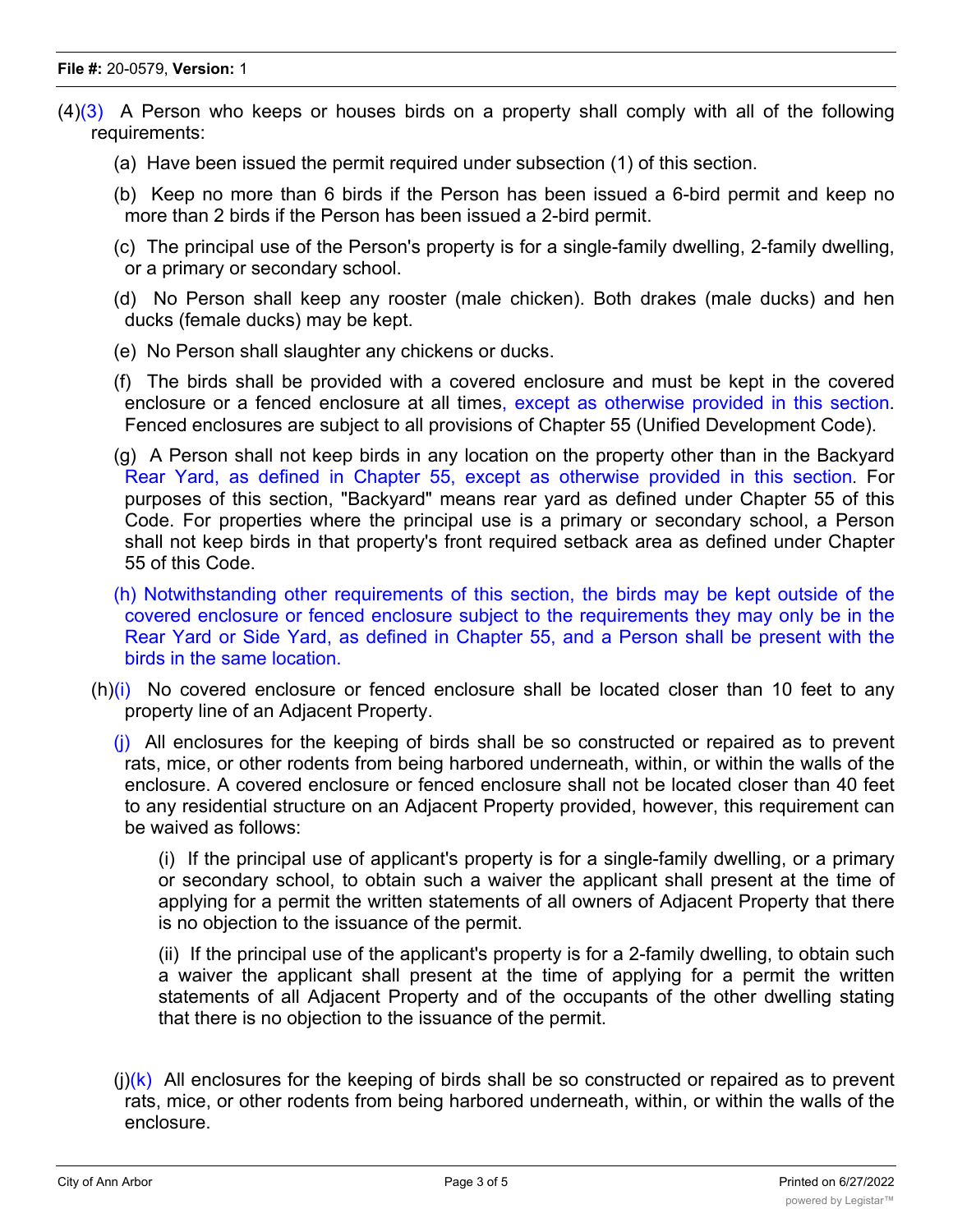(4)(3) A Person who keeps or houses birds on a property shall comply with all of the following requirements:

(a) Have been issued the permit required under subsection (1) of this section.

(b) Keep no more than 6 birds if the Person has been issued a 6-bird permit and keep no more than 2 birds if the Person has been issued a 2-bird permit.

(c) The principal use of the Person's property is for a single-family dwelling, 2-family dwelling, or a primary or secondary school.

(d) No Person shall keep any rooster (male chicken). Both drakes (male ducks) and hen ducks (female ducks) may be kept.

(e) No Person shall slaughter any chickens or ducks.

(f) The birds shall be provided with a covered enclosure and must be kept in the covered enclosure or a fenced enclosure at all times, except as otherwise provided in this section. Fenced enclosures are subject to all provisions of Chapter 55 (Unified Development Code).

(g) A Person shall not keep birds in any location on the property other than in the Backyard Rear Yard, as defined in Chapter 55, except as otherwise provided in this section. For purposes of this section, "Backyard" means rear yard as defined under Chapter 55 of this Code. For properties where the principal use is a primary or secondary school, a Person shall not keep birds in that property's front required setback area as defined under Chapter 55 of this Code.

(h) Notwithstanding other requirements of this section, the birds may be kept outside of the covered enclosure or fenced enclosure subject to the requirements they may only be in the Rear Yard or Side Yard, as defined in Chapter 55, and a Person shall be present with the birds in the same location.

(h)(i) No covered enclosure or fenced enclosure shall be located closer than 10 feet to any property line of an Adjacent Property.

(j) All enclosures for the keeping of birds shall be so constructed or repaired as to prevent rats, mice, or other rodents from being harbored underneath, within, or within the walls of the enclosure. A covered enclosure or fenced enclosure shall not be located closer than 40 feet to any residential structure on an Adjacent Property provided, however, this requirement can be waived as follows:

(i) If the principal use of applicant's property is for a single-family dwelling, or a primary or secondary school, to obtain such a waiver the applicant shall present at the time of applying for a permit the written statements of all owners of Adjacent Property that there is no objection to the issuance of the permit.

(ii) If the principal use of the applicant's property is for a 2-family dwelling, to obtain such a waiver the applicant shall present at the time of applying for a permit the written statements of all Adjacent Property and of the occupants of the other dwelling stating that there is no objection to the issuance of the permit.

(j)(k) All enclosures for the keeping of birds shall be so constructed or repaired as to prevent rats, mice, or other rodents from being harbored underneath, within, or within the walls of the enclosure.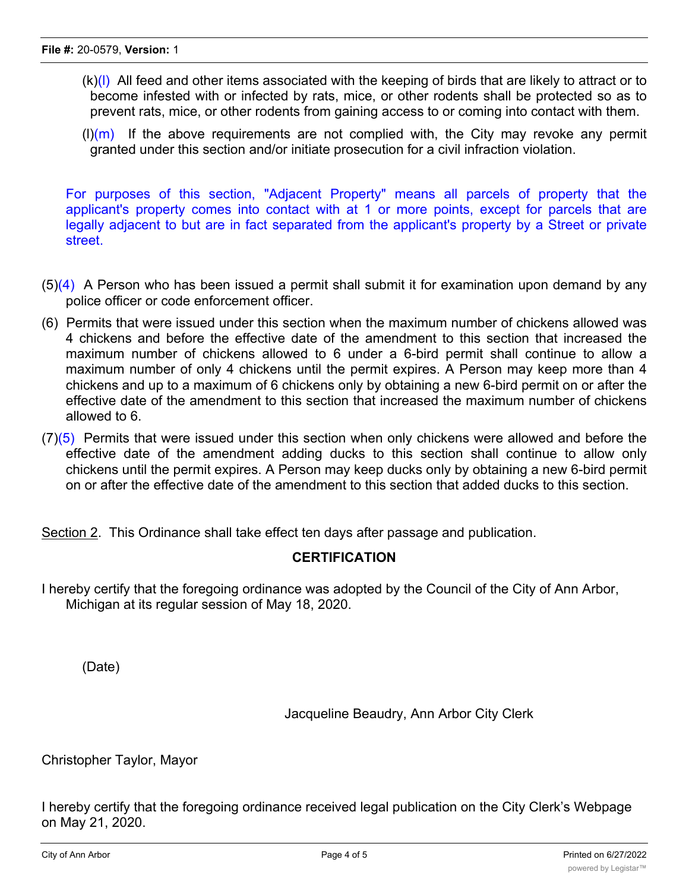(k)(l) All feed and other items associated with the keeping of birds that are likely to attract or to become infested with or infected by rats, mice, or other rodents shall be protected so as to prevent rats, mice, or other rodents from gaining access to or coming into contact with them.

(l)(m) If the above requirements are not complied with, the City may revoke any permit granted under this section and/or initiate prosecution for a civil infraction violation.

For purposes of this section, "Adjacent Property" means all parcels of property that the applicant's property comes into contact with at 1 or more points, except for parcels that are legally adjacent to but are in fact separated from the applicant's property by a Street or private street.

(5)(4) A Person who has been issued a permit shall submit it for examination upon demand by any police officer or code enforcement officer.

(6) Permits that were issued under this section when the maximum number of chickens allowed was 4 chickens and before the effective date of the amendment to this section that increased the maximum number of chickens allowed to 6 under a 6-bird permit shall continue to allow a maximum number of only 4 chickens until the permit expires. A Person may keep more than 4 chickens and up to a maximum of 6 chickens only by obtaining a new 6-bird permit on or after the effective date of the amendment to this section that increased the maximum number of chickens allowed to 6.

(7)(5) Permits that were issued under this section when only chickens were allowed and before the effective date of the amendment adding ducks to this section shall continue to allow only chickens until the permit expires. A Person may keep ducks only by obtaining a new 6-bird permit on or after the effective date of the amendment to this section that added ducks to this section.

Section 2. This Ordinance shall take effect ten days after passage and publication.

**CERTIFICATION**

I hereby certify that the foregoing ordinance was adopted by the Council of the City of Ann Arbor, Michigan at its regular session of May 18, 2020.

(Date)

Jacqueline Beaudry, Ann Arbor City Clerk

Christopher Taylor, Mayor

I hereby certify that the foregoing ordinance received legal publication on the City Clerk's Webpage on May 21, 2020.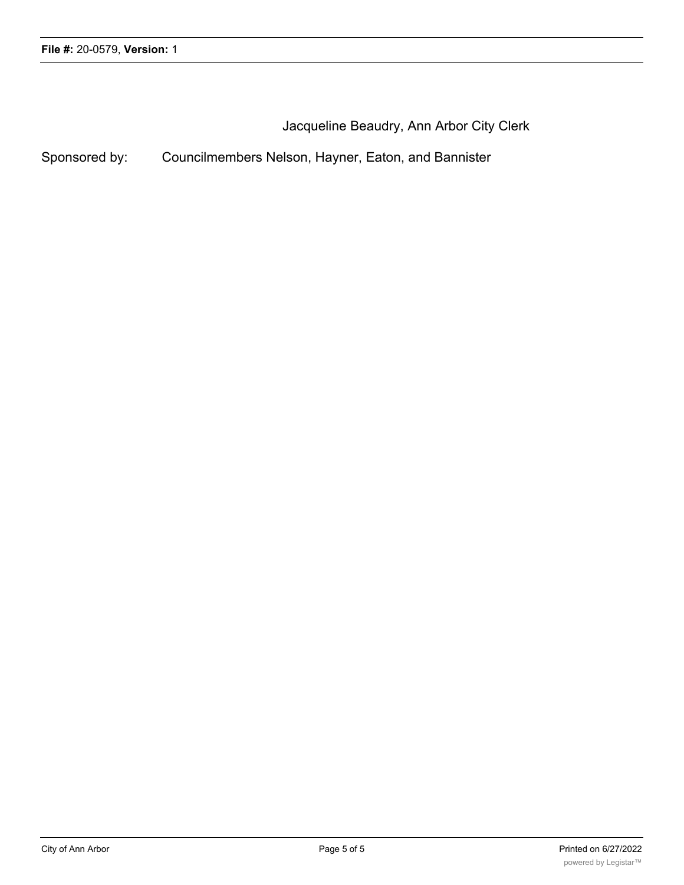Jacqueline Beaudry, Ann Arbor City Clerk

Sponsored by: Councilmembers Nelson, Hayner, Eaton, and Bannister